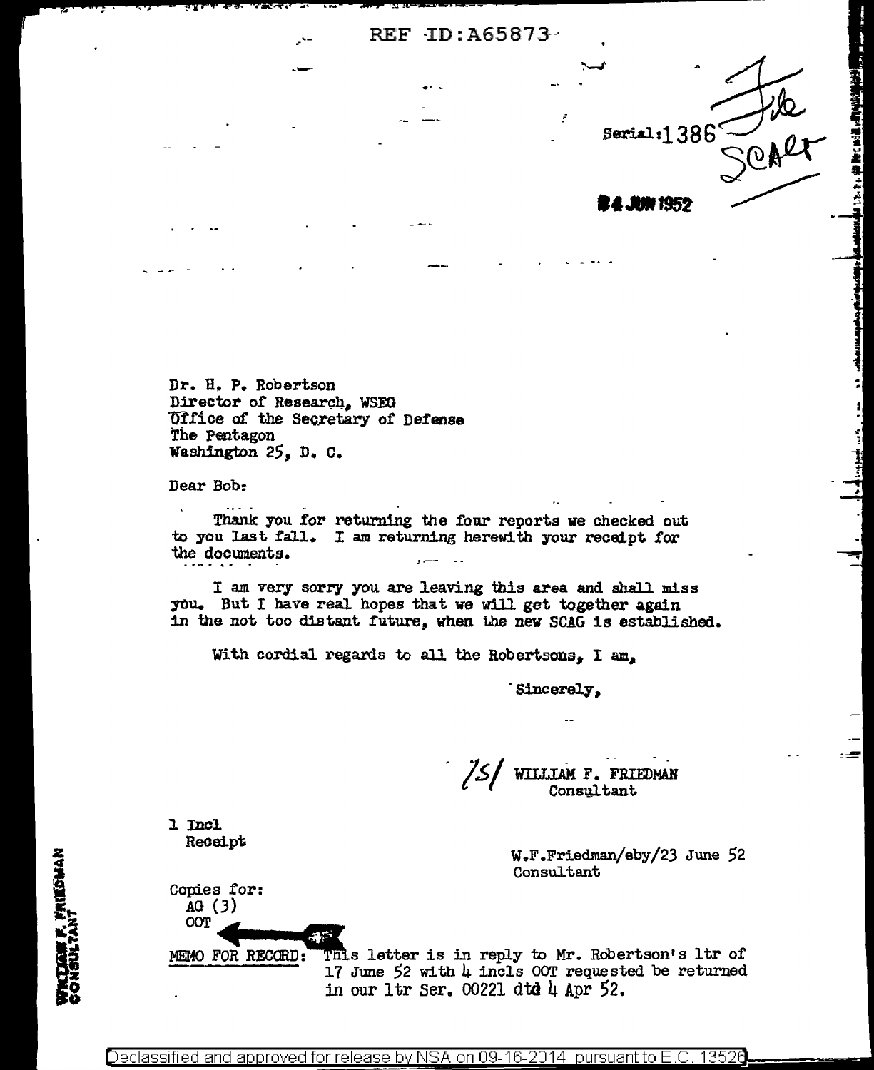REF ID:A65873

Serial: 1386

File SCAG

24 JUN 1952

Dr. H. P. Robertson
Director of Research, WSEG
Office of the Secretary of Defense
The Pentagon
Washington 25, D. C.

Dear Bob:

Thank you for returning the four reports we checked out to you last fall. I am returning herewith your receipt for the documents.

I am very sorry you are leaving this area and shall miss you. But I have real hopes that we will get together again in the not too distant future, when the new SCAG is established.

With cordial regards to all the Robertsons, I am,

Sincerely,

/S/ WILLIAM F. FRIEDMAN
Consultant

1 Incl
Receipt

W.F.Friedman/eby/23 June 52
Consultant

Copies for:
AG (3)
OOT

MEMO FOR RECORD: This letter is in reply to Mr. Robertson's ltr of 17 June 52 with 4 incls OOT requested be returned in our ltr Ser. 00221 dtd 4 Apr 52.

WILLIAM F. FRIEDMAN
CONSULTANT

Declassified and approved for release by NSA on 09-16-2014 pursuant to E.O. 13526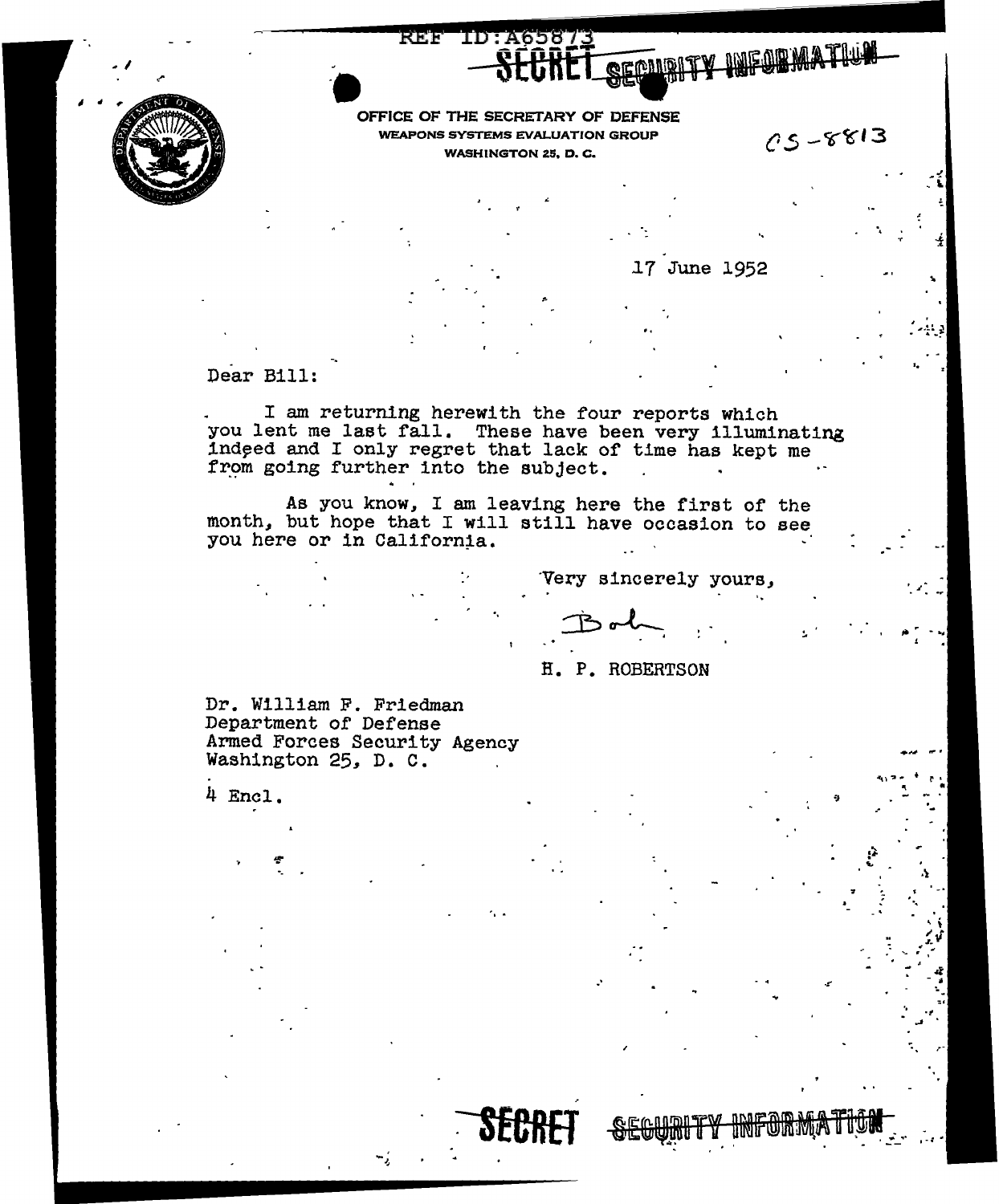REF ID:A65873

~~SECRET SECURITY INFORMATION~~

OFFICE OF THE SECRETARY OF DEFENSE
WEAPONS SYSTEMS EVALUATION GROUP
WASHINGTON 25, D. C.

CS-8813

17 June 1952

Dear Bill:

I am returning herewith the four reports which you lent me last fall. These have been very illuminating indeed and I only regret that lack of time has kept me from going further into the subject.

As you know, I am leaving here the first of the month, but hope that I will still have occasion to see you here or in California.

Very sincerely yours,

Bob

H. P. ROBERTSON

Dr. William F. Friedman
Department of Defense
Armed Forces Security Agency
Washington 25, D. C.

4 Encl.

~~SECRET SECURITY INFORMATION~~